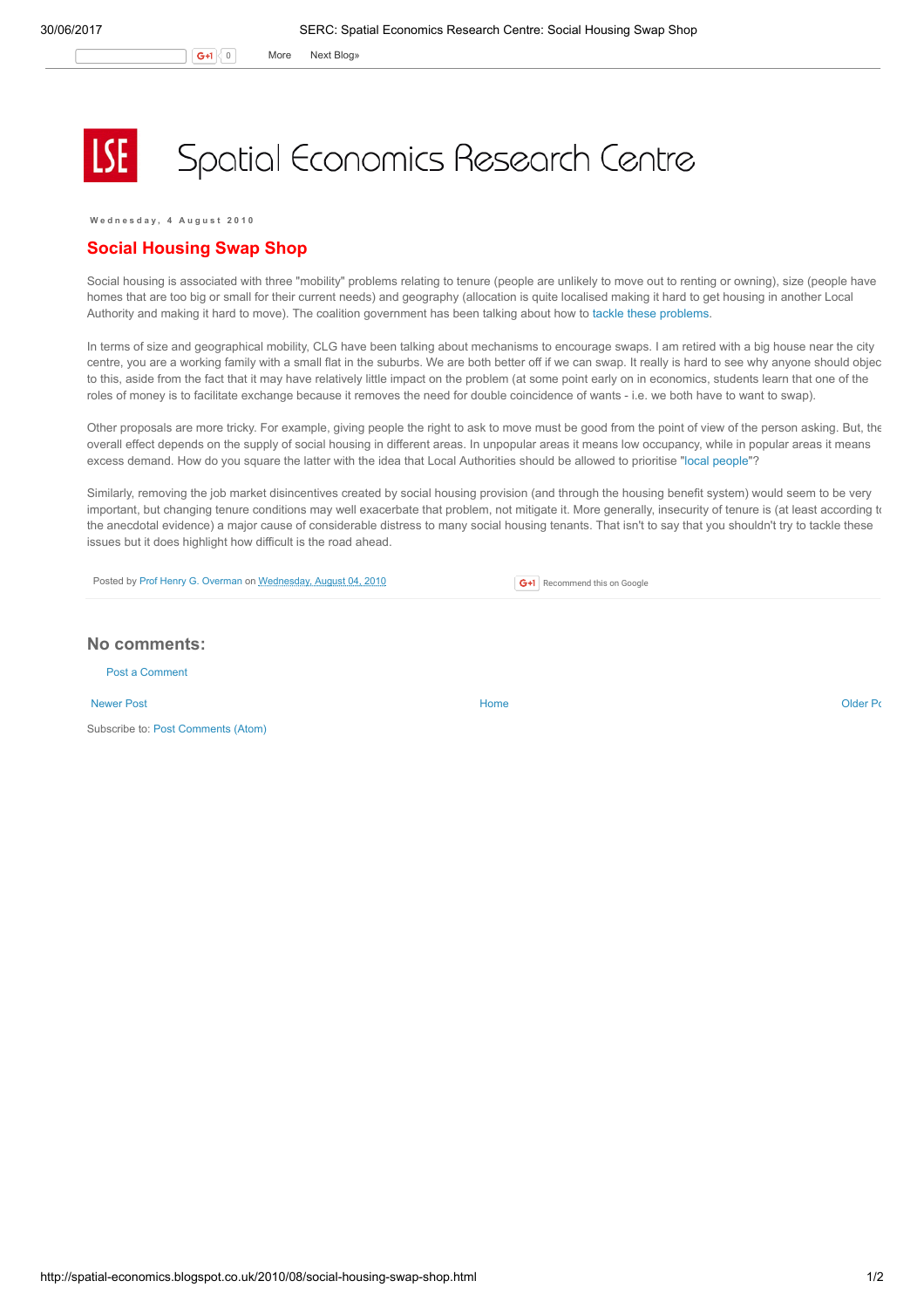Spatial Economics Research Centre

Wednesday, 4 August 2010

# Social Housing Swap Shop

Social housing is associated with three "mobility" problems relating to tenure (people are unlikely to move out to renting or owning), size (people have homes that are too big or small for their current needs) and geography (allocation is quite localised making it hard to get housing in another Local Authority and making it hard to move). The coalition government has been talking about how to tackle these problems.

In terms of size and geographical mobility, CLG have been talking about mechanisms to encourage swaps. I am retired with a big house near the city centre, you are a working family with a small flat in the suburbs. We are both better off if we can swap. It really is hard to see why anyone should objec to this, aside from the fact that it may have relatively little impact on the problem (at some point early on in economics, students learn that one of the roles of money is to facilitate exchange because it removes the need for double coincidence of wants - i.e. we both have to want to swap).

Other proposals are more tricky. For example, giving people the right to ask to move must be good from the point of view of the person asking. But, the overall effect depends on the supply of social housing in different areas. In unpopular areas it means low occupancy, while in popular areas it means excess demand. How do you square the latter with the idea that Local Authorities should be allowed to prioritise "local people"?

Similarly, removing the job market disincentives created by social housing provision (and through the housing benefit system) would seem to be very important, but changing tenure conditions may well exacerbate that problem, not mitigate it. More generally, insecurity of tenure is (at least according t the anecdotal evidence) a major cause of considerable distress to many social housing tenants. That isn't to say that you shouldn't try to tackle these issues but it does highlight how difficult is the road ahead.

Posted by Prof Henry G. Overman on Wednesday, August 04, 2010

## No comments:

Post a Comment

Newer Post | Home | Older Po

Subscribe to: Post Comments (Atom)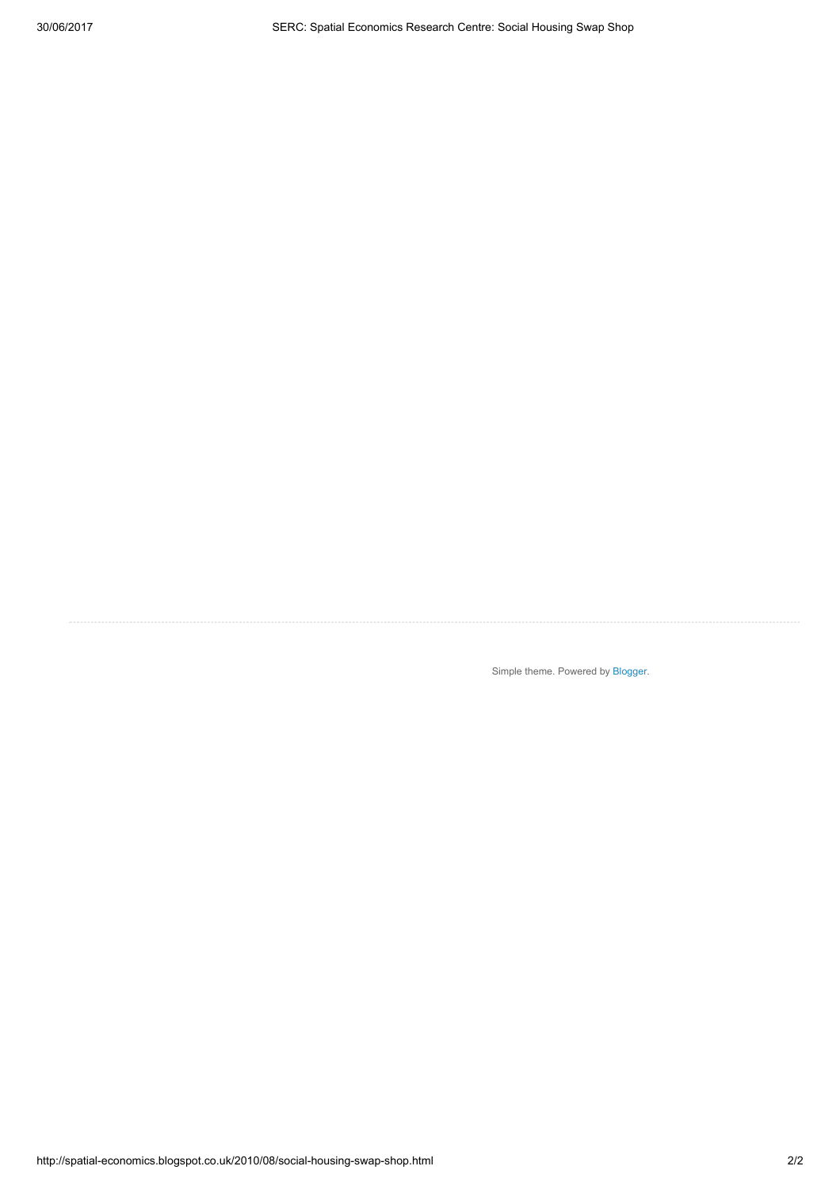Simple theme. Powered by Blogger.